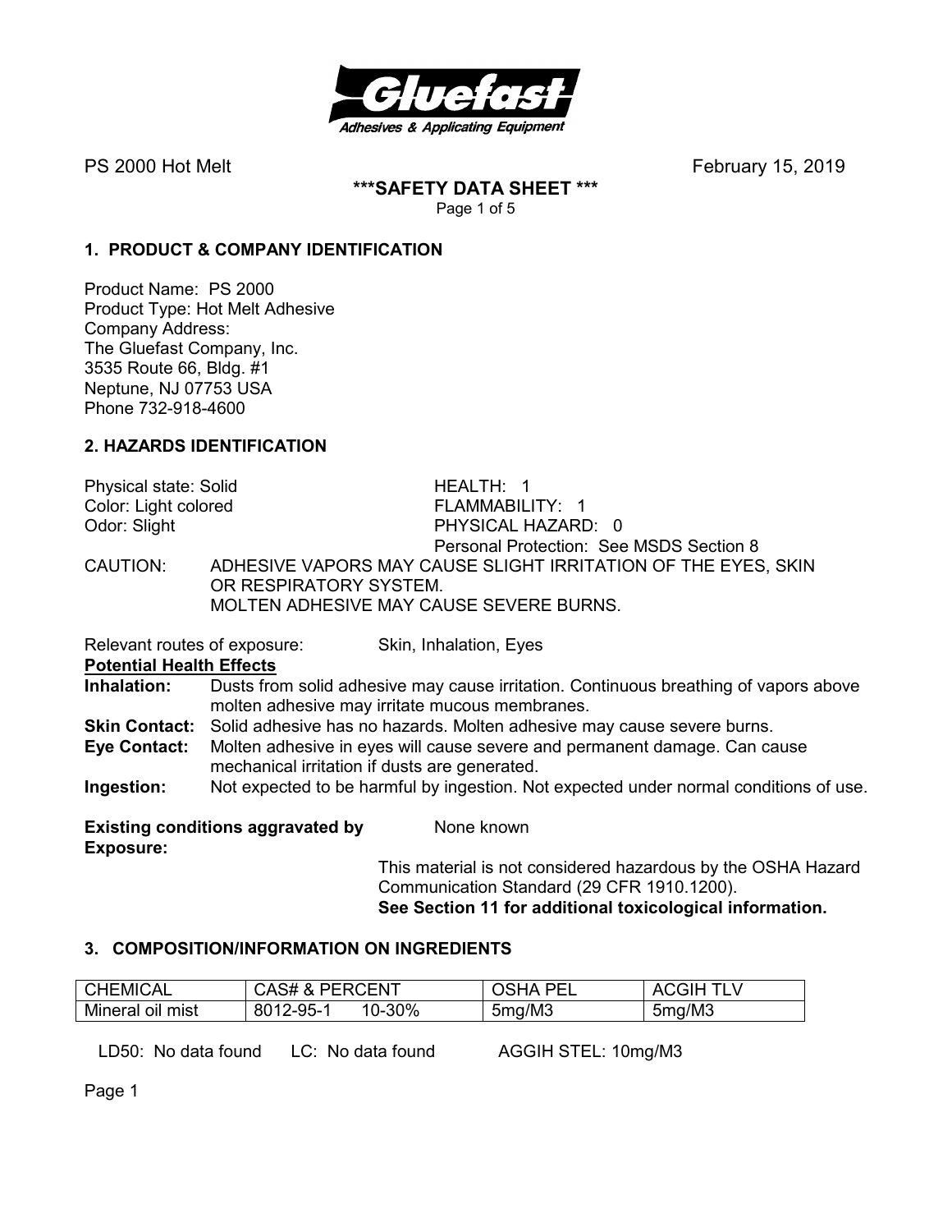PS 2000 Hot Melt February 15, 2019

**\*\*\*SAFETY DATA SHEET \*\*\***

## 1. PRODUCT & COMPANY IDENTIFICATION

Product Name: PS 2000
Product Type: Hot Melt Adhesive
Company Address:
The Gluefast Company, Inc.
3535 Route 66, Bldg. #1
Neptune, NJ 07753 USA
Phone 732-918-4600

## 2. HAZARDS IDENTIFICATION

Physical state: Solid
Color: Light colored
Odor: Slight

HEALTH: 1
FLAMMABILITY: 1
PHYSICAL HAZARD: 0
Personal Protection: See MSDS Section 8

CAUTION: ADHESIVE VAPORS MAY CAUSE SLIGHT IRRITATION OF THE EYES, SKIN OR RESPIRATORY SYSTEM.
MOLTEN ADHESIVE MAY CAUSE SEVERE BURNS.

Relevant routes of exposure: Skin, Inhalation, Eyes

**<u>Potential Health Effects</u>**

**Inhalation:** Dusts from solid adhesive may cause irritation. Continuous breathing of vapors above molten adhesive may irritate mucous membranes.

**Skin Contact:** Solid adhesive has no hazards. Molten adhesive may cause severe burns.

**Eye Contact:** Molten adhesive in eyes will cause severe and permanent damage. Can cause mechanical irritation if dusts are generated.

**Ingestion:** Not expected to be harmful by ingestion. Not expected under normal conditions of use.

**Existing conditions aggravated by Exposure:** None known

This material is not considered hazardous by the OSHA Hazard Communication Standard (29 CFR 1910.1200).
**See Section 11 for additional toxicological information.**

## 3. COMPOSITION/INFORMATION ON INGREDIENTS

| CHEMICAL | CAS# & PERCENT | OSHA PEL | ACGIH TLV |
|---|---|---|---|
| Mineral oil mist | 8012-95-1 10-30% | 5mg/M3 | 5mg/M3 |

LD50: No data found LC: No data found AGGIH STEL: 10mg/M3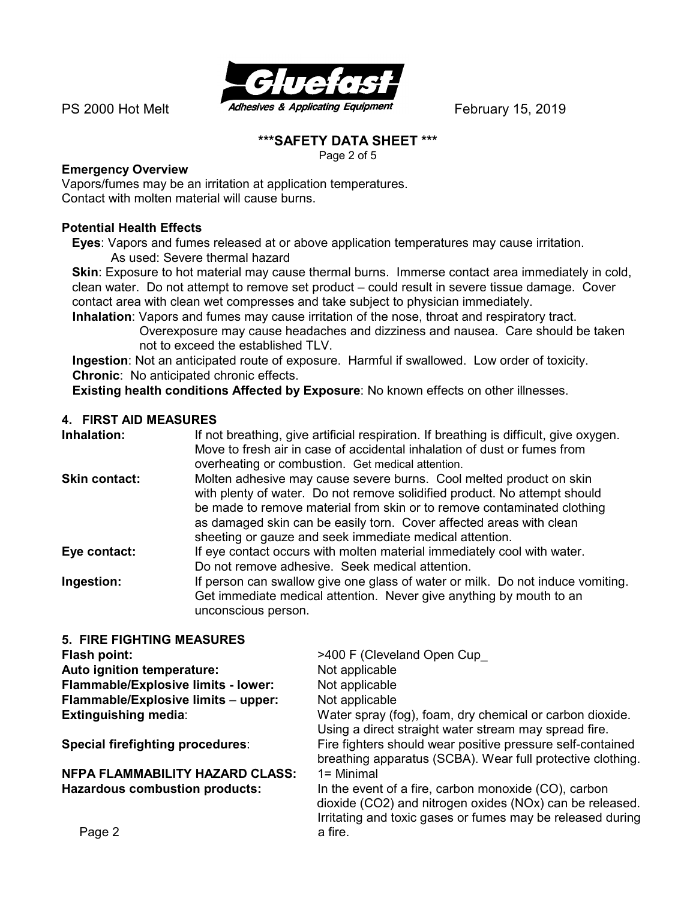# ***SAFETY DATA SHEET ***

### Emergency Overview

Vapors/fumes may be an irritation at application temperatures.
Contact with molten material will cause burns.

### Potential Health Effects

**Eyes**: Vapors and fumes released at or above application temperatures may cause irritation. As used: Severe thermal hazard

**Skin**: Exposure to hot material may cause thermal burns. Immerse contact area immediately in cold, clean water. Do not attempt to remove set product – could result in severe tissue damage. Cover contact area with clean wet compresses and take subject to physician immediately.

**Inhalation**: Vapors and fumes may cause irritation of the nose, throat and respiratory tract. Overexposure may cause headaches and dizziness and nausea. Care should be taken not to exceed the established TLV.

**Ingestion**: Not an anticipated route of exposure. Harmful if swallowed. Low order of toxicity.

**Chronic**: No anticipated chronic effects.

**Existing health conditions Affected by Exposure**: No known effects on other illnesses.

## 4. FIRST AID MEASURES

**Inhalation:** If not breathing, give artificial respiration. If breathing is difficult, give oxygen. Move to fresh air in case of accidental inhalation of dust or fumes from overheating or combustion. Get medical attention.

**Skin contact:** Molten adhesive may cause severe burns. Cool melted product on skin with plenty of water. Do not remove solidified product. No attempt should be made to remove material from skin or to remove contaminated clothing as damaged skin can be easily torn. Cover affected areas with clean sheeting or gauze and seek immediate medical attention.

**Eye contact:** If eye contact occurs with molten material immediately cool with water. Do not remove adhesive. Seek medical attention.

**Ingestion:** If person can swallow give one glass of water or milk. Do not induce vomiting. Get immediate medical attention. Never give anything by mouth to an unconscious person.

## 5. FIRE FIGHTING MEASURES

**Flash point:** >400 F (Cleveland Open Cup_

**Auto ignition temperature:** Not applicable

**Flammable/Explosive limits - lower:** Not applicable

**Flammable/Explosive limits – upper:** Not applicable

**Extinguishing media**: Water spray (fog), foam, dry chemical or carbon dioxide. Using a direct straight water stream may spread fire.

**Special firefighting procedures**: Fire fighters should wear positive pressure self-contained breathing apparatus (SCBA). Wear full protective clothing.

**NFPA FLAMMABILITY HAZARD CLASS:** 1= Minimal

**Hazardous combustion products:** In the event of a fire, carbon monoxide (CO), carbon dioxide ($CO_2$) and nitrogen oxides ($NO_x$) can be released. Irritating and toxic gases or fumes may be released during a fire.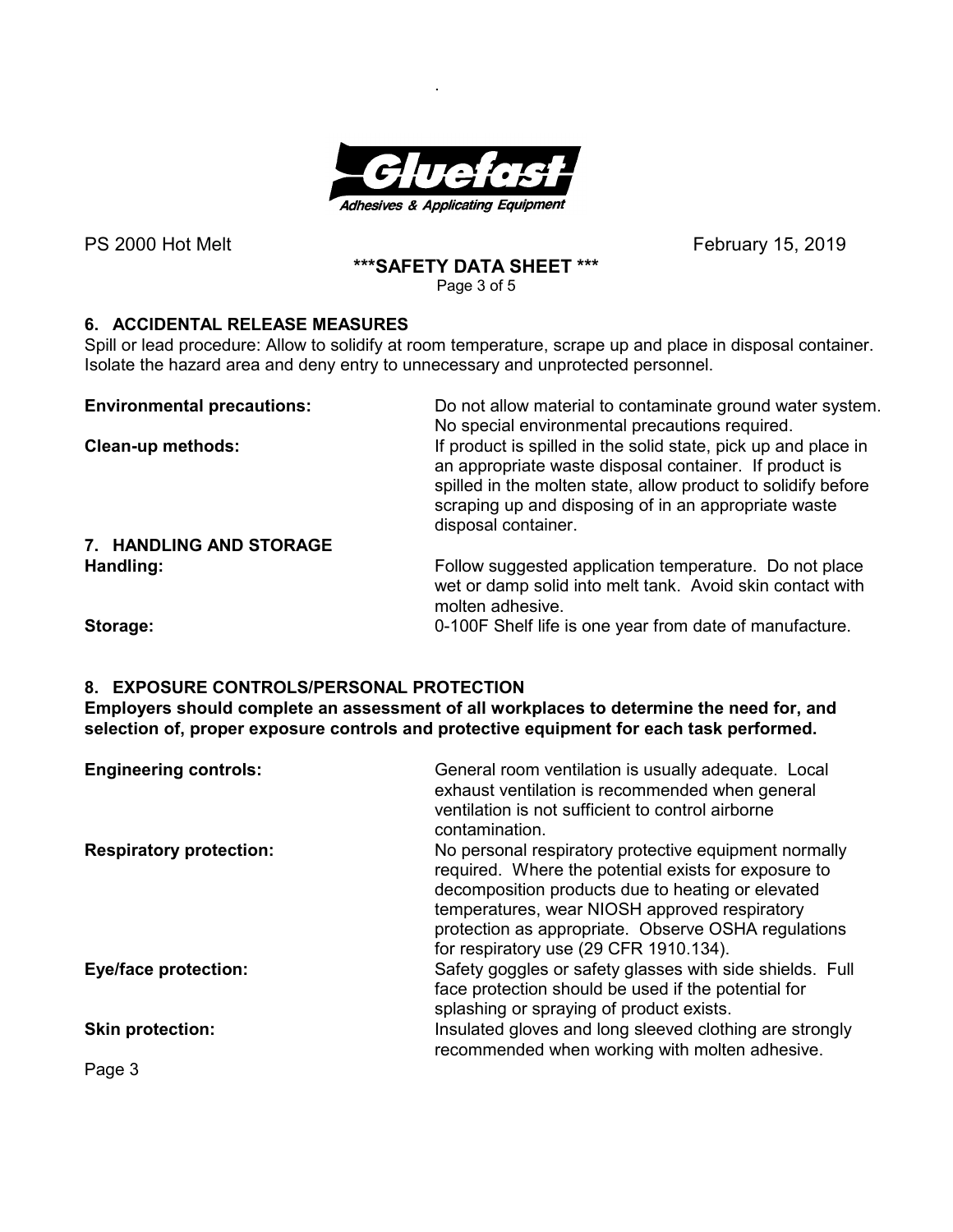PS 2000 Hot Melt February 15, 2019

**\*\*\*SAFETY DATA SHEET \*\*\***

## 6. ACCIDENTAL RELEASE MEASURES

Spill or lead procedure: Allow to solidify at room temperature, scrape up and place in disposal container. Isolate the hazard area and deny entry to unnecessary and unprotected personnel.

| | |
|---|---|
| **Environmental precautions:** | Do not allow material to contaminate ground water system. No special environmental precautions required. |
| **Clean-up methods:** | If product is spilled in the solid state, pick up and place in an appropriate waste disposal container. If product is spilled in the molten state, allow product to solidify before scraping up and disposing of in an appropriate waste disposal container. |

## 7. HANDLING AND STORAGE

| | |
|---|---|
| **Handling:** | Follow suggested application temperature. Do not place wet or damp solid into melt tank. Avoid skin contact with molten adhesive. |
| **Storage:** | 0-100F Shelf life is one year from date of manufacture. |

## 8. EXPOSURE CONTROLS/PERSONAL PROTECTION

**Employers should complete an assessment of all workplaces to determine the need for, and selection of, proper exposure controls and protective equipment for each task performed.**

| | |
|---|---|
| **Engineering controls:** | General room ventilation is usually adequate. Local exhaust ventilation is recommended when general ventilation is not sufficient to control airborne contamination. |
| **Respiratory protection:** | No personal respiratory protective equipment normally required. Where the potential exists for exposure to decomposition products due to heating or elevated temperatures, wear NIOSH approved respiratory protection as appropriate. Observe OSHA regulations for respiratory use (29 CFR 1910.134). |
| **Eye/face protection:** | Safety goggles or safety glasses with side shields. Full face protection should be used if the potential for splashing or spraying of product exists. |
| **Skin protection:** | Insulated gloves and long sleeved clothing are strongly recommended when working with molten adhesive. |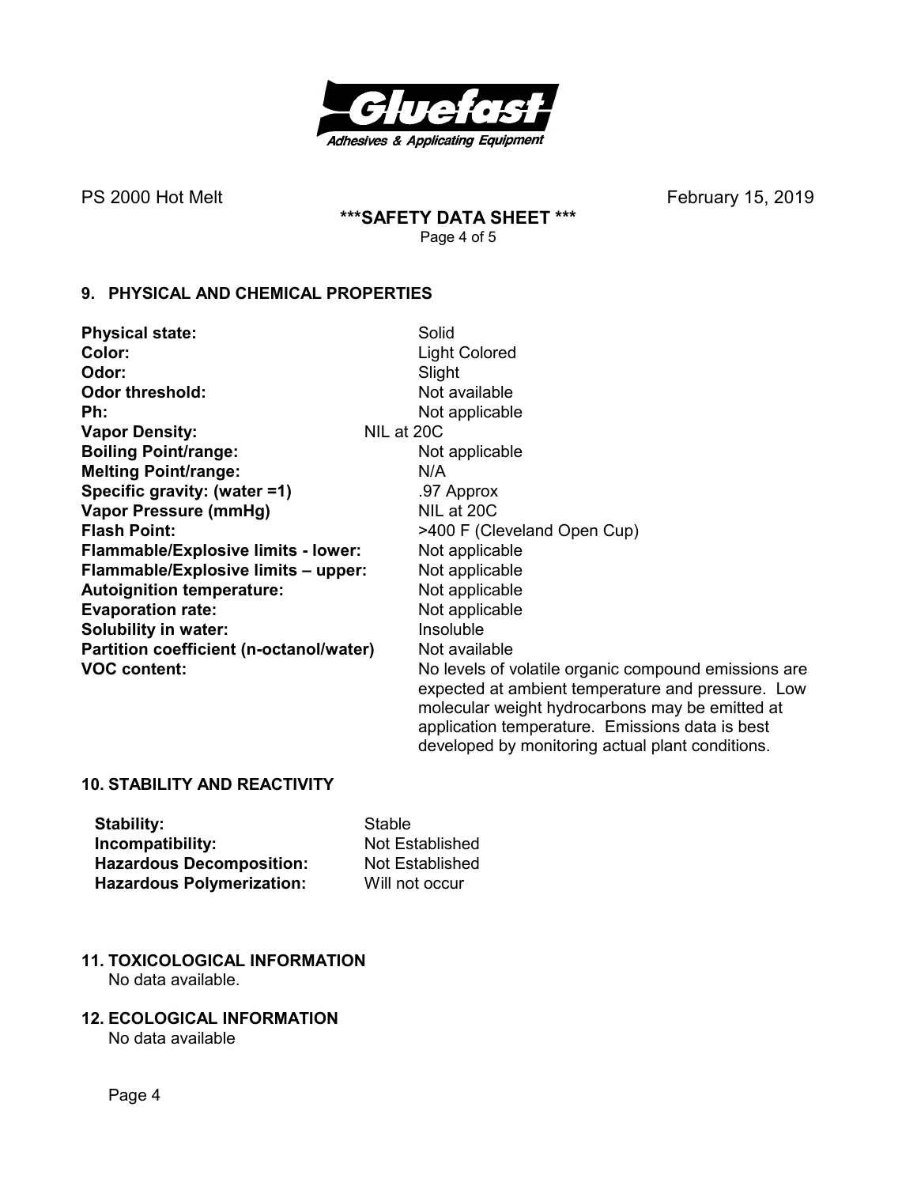## 9. PHYSICAL AND CHEMICAL PROPERTIES

| | |
|---|---|
| **Physical state:** | Solid |
| **Color:** | Light Colored |
| **Odor:** | Slight |
| **Odor threshold:** | Not available |
| **Ph:** | Not applicable |
| **Vapor Density:** | NIL at 20C |
| **Boiling Point/range:** | Not applicable |
| **Melting Point/range:** | N/A |
| **Specific gravity: (water =1)** | .97 Approx |
| **Vapor Pressure (mmHg)** | NIL at 20C |
| **Flash Point:** | >400 F (Cleveland Open Cup) |
| **Flammable/Explosive limits - lower:** | Not applicable |
| **Flammable/Explosive limits – upper:** | Not applicable |
| **Autoignition temperature:** | Not applicable |
| **Evaporation rate:** | Not applicable |
| **Solubility in water:** | Insoluble |
| **Partition coefficient (n-octanol/water)** | Not available |
| **VOC content:** | No levels of volatile organic compound emissions are expected at ambient temperature and pressure. Low molecular weight hydrocarbons may be emitted at application temperature. Emissions data is best developed by monitoring actual plant conditions. |

## 10. STABILITY AND REACTIVITY

| | |
|---|---|
| **Stability:** | Stable |
| **Incompatibility:** | Not Established |
| **Hazardous Decomposition:** | Not Established |
| **Hazardous Polymerization:** | Will not occur |

## 11. TOXICOLOGICAL INFORMATION

No data available.

## 12. ECOLOGICAL INFORMATION

No data available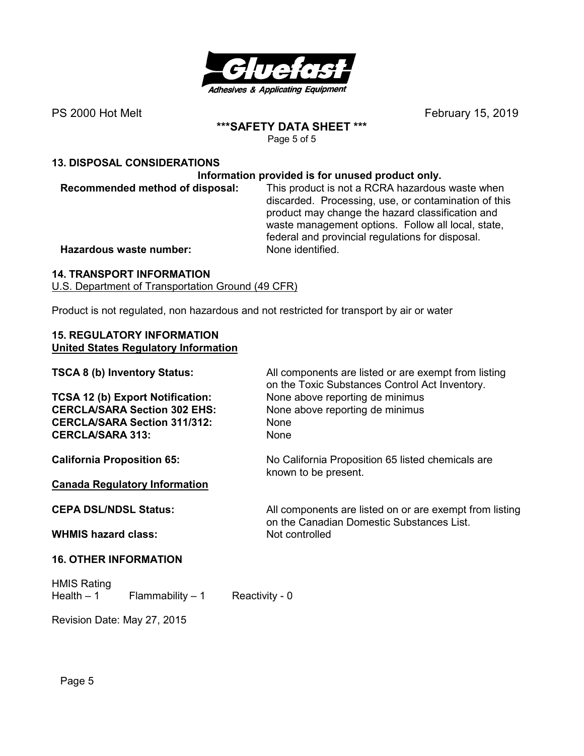PS 2000 Hot Melt February 15, 2019

**\*\*\*SAFETY DATA SHEET \*\*\***

### 13. DISPOSAL CONSIDERATIONS

**Information provided is for unused product only.**

**Recommended method of disposal:** This product is not a RCRA hazardous waste when discarded. Processing, use, or contamination of this product may change the hazard classification and waste management options. Follow all local, state, federal and provincial regulations for disposal.

**Hazardous waste number:** None identified.

### 14. TRANSPORT INFORMATION

U.S. Department of Transportation Ground (49 CFR)

Product is not regulated, non hazardous and not restricted for transport by air or water

### 15. REGULATORY INFORMATION

**United States Regulatory Information**

**TSCA 8 (b) Inventory Status:** All components are listed or are exempt from listing on the Toxic Substances Control Act Inventory.

**TCSA 12 (b) Export Notification:** None above reporting de minimus

**CERCLA/SARA Section 302 EHS:** None above reporting de minimus

**CERCLA/SARA Section 311/312:** None

**CERCLA/SARA 313:** None

**California Proposition 65:** No California Proposition 65 listed chemicals are known to be present.

**Canada Regulatory Information**

**CEPA DSL/NDSL Status:** All components are listed on or are exempt from listing on the Canadian Domestic Substances List.

**WHMIS hazard class:** Not controlled

### 16. OTHER INFORMATION

HMIS Rating

Health – 1 Flammability – 1 Reactivity - 0

Revision Date: May 27, 2015